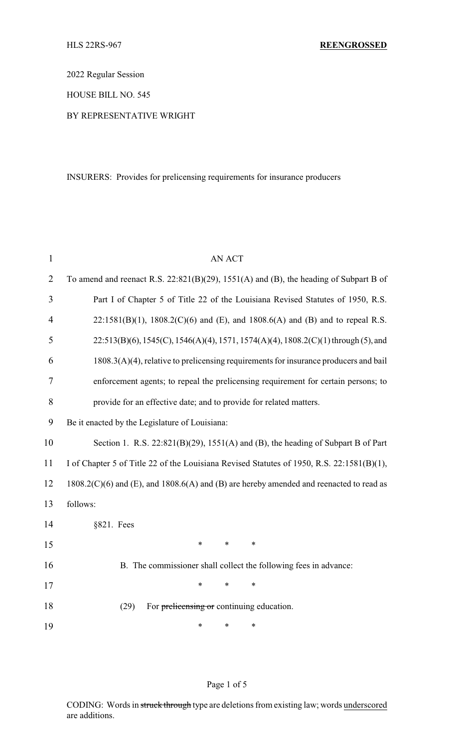HLS 22RS-967 **REENGROSSED**

2022 Regular Session

HOUSE BILL NO. 545

BY REPRESENTATIVE WRIGHT

INSURERS: Provides for prelicensing requirements for insurance producers

AN ACT

To amend and reenact R.S. 22:821(B)(29), 1551(A) and (B), the heading of Subpart B of Part I of Chapter 5 of Title 22 of the Louisiana Revised Statutes of 1950, R.S. 22:1581(B)(1), 1808.2(C)(6) and (E), and 1808.6(A) and (B) and to repeal R.S. 22:513(B)(6), 1545(C), 1546(A)(4), 1571, 1574(A)(4), 1808.2(C)(1) through (5), and 1808.3(A)(4), relative to prelicensing requirements for insurance producers and bail enforcement agents; to repeal the prelicensing requirement for certain persons; to provide for an effective date; and to provide for related matters.

Be it enacted by the Legislature of Louisiana:

Section 1. R.S. 22:821(B)(29), 1551(A) and (B), the heading of Subpart B of Part I of Chapter 5 of Title 22 of the Louisiana Revised Statutes of 1950, R.S. 22:1581(B)(1), 1808.2(C)(6) and (E), and 1808.6(A) and (B) are hereby amended and reenacted to read as follows:

§821. Fees

\* \* \*

B. The commissioner shall collect the following fees in advance:

\* \* \*

(29) For ~~prelicensing or~~ continuing education.

\* \* \*

CODING: Words in ~~struck through~~ type are deletions from existing law; words underscored are additions.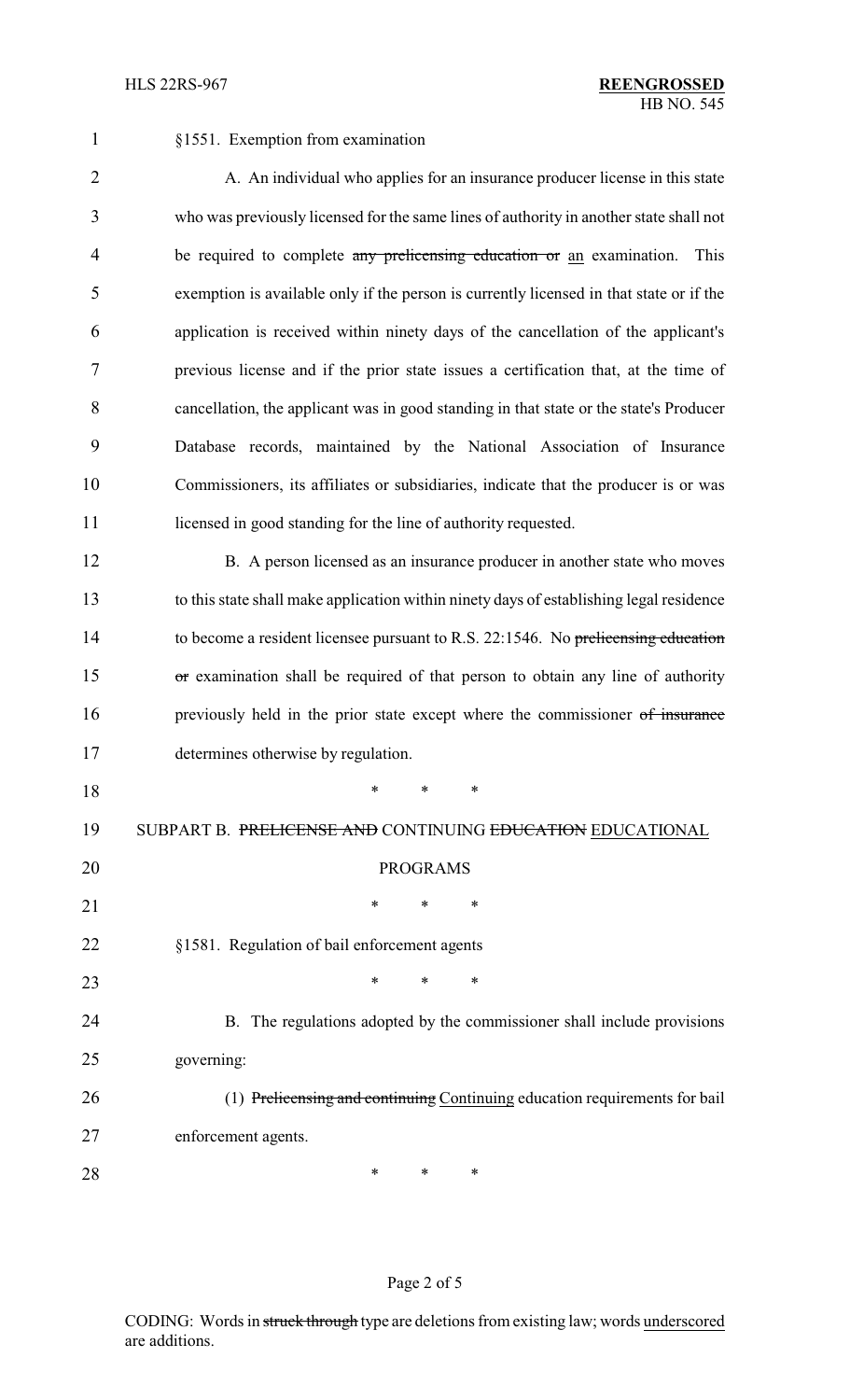§1551. Exemption from examination

A. An individual who applies for an insurance producer license in this state who was previously licensed for the same lines of authority in another state shall not be required to complete ~~any prelicensing education or~~ <u>an</u> examination. This exemption is available only if the person is currently licensed in that state or if the application is received within ninety days of the cancellation of the applicant's previous license and if the prior state issues a certification that, at the time of cancellation, the applicant was in good standing in that state or the state's Producer Database records, maintained by the National Association of Insurance Commissioners, its affiliates or subsidiaries, indicate that the producer is or was licensed in good standing for the line of authority requested.

B. A person licensed as an insurance producer in another state who moves to this state shall make application within ninety days of establishing legal residence to become a resident licensee pursuant to R.S. 22:1546. No ~~prelicensing education or~~ examination shall be required of that person to obtain any line of authority previously held in the prior state except where the commissioner ~~of insurance~~ determines otherwise by regulation.

\* \* \*

SUBPART B. ~~PRELICENSE AND~~ CONTINUING ~~EDUCATION~~ <u>EDUCATIONAL PROGRAMS</u>

\* \* \*

§1581. Regulation of bail enforcement agents

\* \* \*

B. The regulations adopted by the commissioner shall include provisions governing:

(1) ~~Prelicensing and continuing~~ <u>Continuing</u> education requirements for bail enforcement agents.

\* \* \*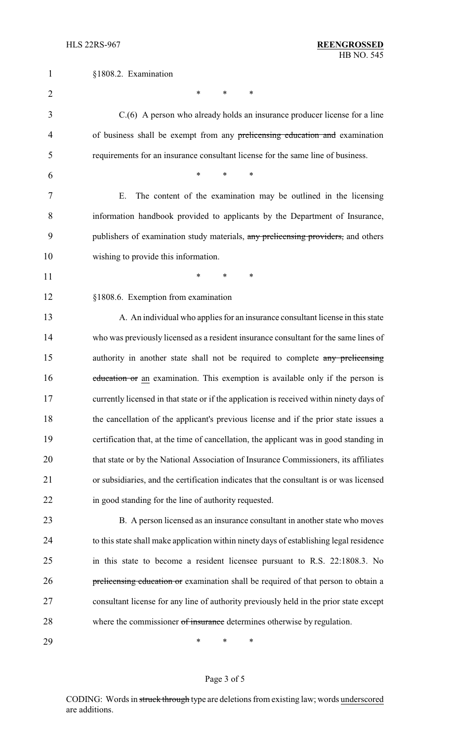§1808.2. Examination

\* \* \*

C.(6) A person who already holds an insurance producer license for a line of business shall be exempt from any ~~prelicensing education and~~ examination requirements for an insurance consultant license for the same line of business.

\* \* \*

E. The content of the examination may be outlined in the licensing information handbook provided to applicants by the Department of Insurance, publishers of examination study materials, ~~any prelicensing providers,~~ and others wishing to provide this information.

\* \* \*

§1808.6. Exemption from examination

A. An individual who applies for an insurance consultant license in this state who was previously licensed as a resident insurance consultant for the same lines of authority in another state shall not be required to complete ~~any prelicensing education or~~ <u>an</u> examination. This exemption is available only if the person is currently licensed in that state or if the application is received within ninety days of the cancellation of the applicant's previous license and if the prior state issues a certification that, at the time of cancellation, the applicant was in good standing in that state or by the National Association of Insurance Commissioners, its affiliates or subsidiaries, and the certification indicates that the consultant is or was licensed in good standing for the line of authority requested.

B. A person licensed as an insurance consultant in another state who moves to this state shall make application within ninety days of establishing legal residence in this state to become a resident licensee pursuant to R.S. 22:1808.3. No ~~prelicensing education or~~ examination shall be required of that person to obtain a consultant license for any line of authority previously held in the prior state except where the commissioner ~~of insurance~~ determines otherwise by regulation.

\* \* \*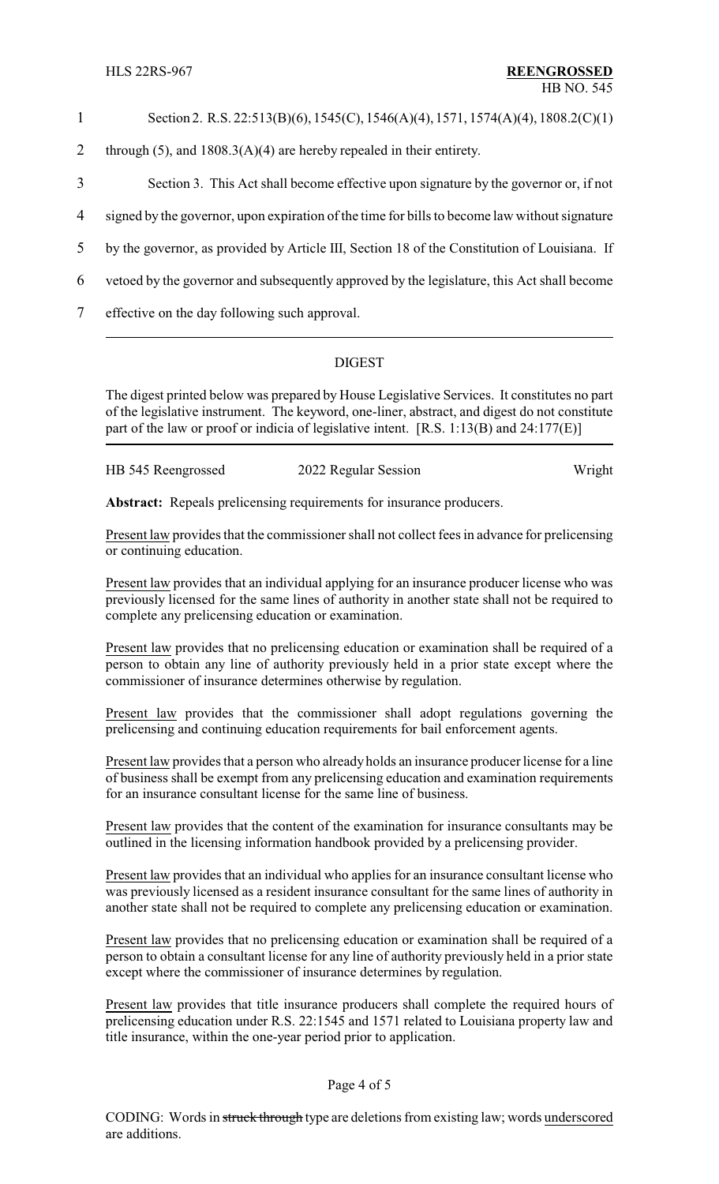Section 2. R.S. 22:513(B)(6), 1545(C), 1546(A)(4), 1571, 1574(A)(4), 1808.2(C)(1) through (5), and 1808.3(A)(4) are hereby repealed in their entirety.

Section 3. This Act shall become effective upon signature by the governor or, if not signed by the governor, upon expiration of the time for bills to become law without signature by the governor, as provided by Article III, Section 18 of the Constitution of Louisiana. If vetoed by the governor and subsequently approved by the legislature, this Act shall become effective on the day following such approval.

---

## DIGEST

The digest printed below was prepared by House Legislative Services. It constitutes no part of the legislative instrument. The keyword, one-liner, abstract, and digest do not constitute part of the law or proof or indicia of legislative intent. [R.S. 1:13(B) and 24:177(E)]

HB 545 Reengrossed 2022 Regular Session Wright

**Abstract:** Repeals prelicensing requirements for insurance producers.

Present law provides that the commissioner shall not collect fees in advance for prelicensing or continuing education.

Present law provides that an individual applying for an insurance producer license who was previously licensed for the same lines of authority in another state shall not be required to complete any prelicensing education or examination.

Present law provides that no prelicensing education or examination shall be required of a person to obtain any line of authority previously held in a prior state except where the commissioner of insurance determines otherwise by regulation.

Present law provides that the commissioner shall adopt regulations governing the prelicensing and continuing education requirements for bail enforcement agents.

Present law provides that a person who already holds an insurance producer license for a line of business shall be exempt from any prelicensing education and examination requirements for an insurance consultant license for the same line of business.

Present law provides that the content of the examination for insurance consultants may be outlined in the licensing information handbook provided by a prelicensing provider.

Present law provides that an individual who applies for an insurance consultant license who was previously licensed as a resident insurance consultant for the same lines of authority in another state shall not be required to complete any prelicensing education or examination.

Present law provides that no prelicensing education or examination shall be required of a person to obtain a consultant license for any line of authority previously held in a prior state except where the commissioner of insurance determines by regulation.

Present law provides that title insurance producers shall complete the required hours of prelicensing education under R.S. 22:1545 and 1571 related to Louisiana property law and title insurance, within the one-year period prior to application.

CODING: Words in ~~struck through~~ type are deletions from existing law; words underscored are additions.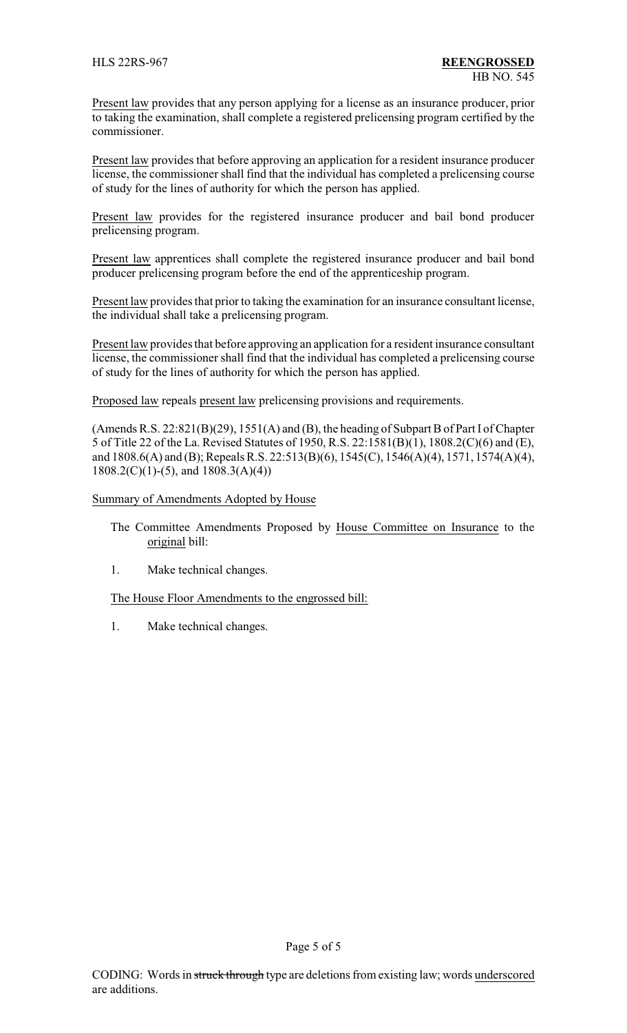Present law provides that any person applying for a license as an insurance producer, prior to taking the examination, shall complete a registered prelicensing program certified by the commissioner.

Present law provides that before approving an application for a resident insurance producer license, the commissioner shall find that the individual has completed a prelicensing course of study for the lines of authority for which the person has applied.

Present law provides for the registered insurance producer and bail bond producer prelicensing program.

Present law apprentices shall complete the registered insurance producer and bail bond producer prelicensing program before the end of the apprenticeship program.

Present law provides that prior to taking the examination for an insurance consultant license, the individual shall take a prelicensing program.

Present law provides that before approving an application for a resident insurance consultant license, the commissioner shall find that the individual has completed a prelicensing course of study for the lines of authority for which the person has applied.

Proposed law repeals present law prelicensing provisions and requirements.

(Amends R.S. 22:821(B)(29), 1551(A) and (B), the heading of Subpart B of Part I of Chapter 5 of Title 22 of the La. Revised Statutes of 1950, R.S. 22:1581(B)(1), 1808.2(C)(6) and (E), and 1808.6(A) and (B); Repeals R.S. 22:513(B)(6), 1545(C), 1546(A)(4), 1571, 1574(A)(4), 1808.2(C)(1)-(5), and 1808.3(A)(4))

Summary of Amendments Adopted by House

The Committee Amendments Proposed by House Committee on Insurance to the original bill:

1. Make technical changes.

The House Floor Amendments to the engrossed bill:

1. Make technical changes.

CODING: Words in struck through type are deletions from existing law; words underscored are additions.